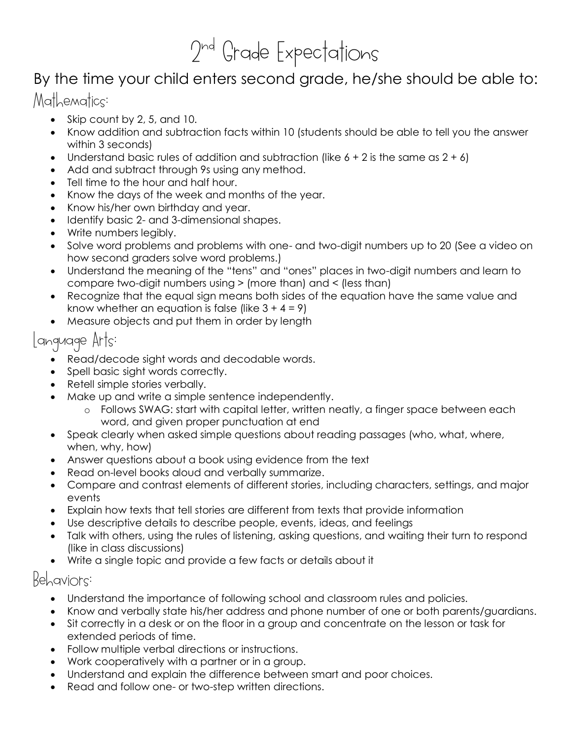# 2nd Grade Expectations

## By the time your child enters second grade, he/she should be able to:

### Mathematics:

- Skip count by 2, 5, and 10.
- Know addition and subtraction facts within 10 (students should be able to tell you the answer within 3 seconds)
- Understand basic rules of addition and subtraction (like 6 + 2 is the same as 2 + 6)
- Add and subtract through 9s using any method.
- Tell time to the hour and half hour.
- Know the days of the week and months of the year.
- Know his/her own birthday and year.
- Identify basic 2- and 3-dimensional shapes.
- Write numbers legibly.
- Solve word problems and problems with one- and two-digit numbers up to 20 (See a video on how second graders solve word problems.)
- Understand the meaning of the "tens" and "ones" places in two-digit numbers and learn to compare two-digit numbers using > (more than) and < (less than)
- Recognize that the equal sign means both sides of the equation have the same value and know whether an equation is false (like 3 + 4 = 9)
- Measure objects and put them in order by length

### Language Arts:

- Read/decode sight words and decodable words.
- Spell basic sight words correctly.
- Retell simple stories verbally.
- Make up and write a simple sentence independently.
  - Follows SWAG: start with capital letter, written neatly, a finger space between each word, and given proper punctuation at end
- Speak clearly when asked simple questions about reading passages (who, what, where, when, why, how)
- Answer questions about a book using evidence from the text
- Read on-level books aloud and verbally summarize.
- Compare and contrast elements of different stories, including characters, settings, and major events
- Explain how texts that tell stories are different from texts that provide information
- Use descriptive details to describe people, events, ideas, and feelings
- Talk with others, using the rules of listening, asking questions, and waiting their turn to respond (like in class discussions)
- Write a single topic and provide a few facts or details about it

### Behaviors:

- Understand the importance of following school and classroom rules and policies.
- Know and verbally state his/her address and phone number of one or both parents/guardians.
- Sit correctly in a desk or on the floor in a group and concentrate on the lesson or task for extended periods of time.
- Follow multiple verbal directions or instructions.
- Work cooperatively with a partner or in a group.
- Understand and explain the difference between smart and poor choices.
- Read and follow one- or two-step written directions.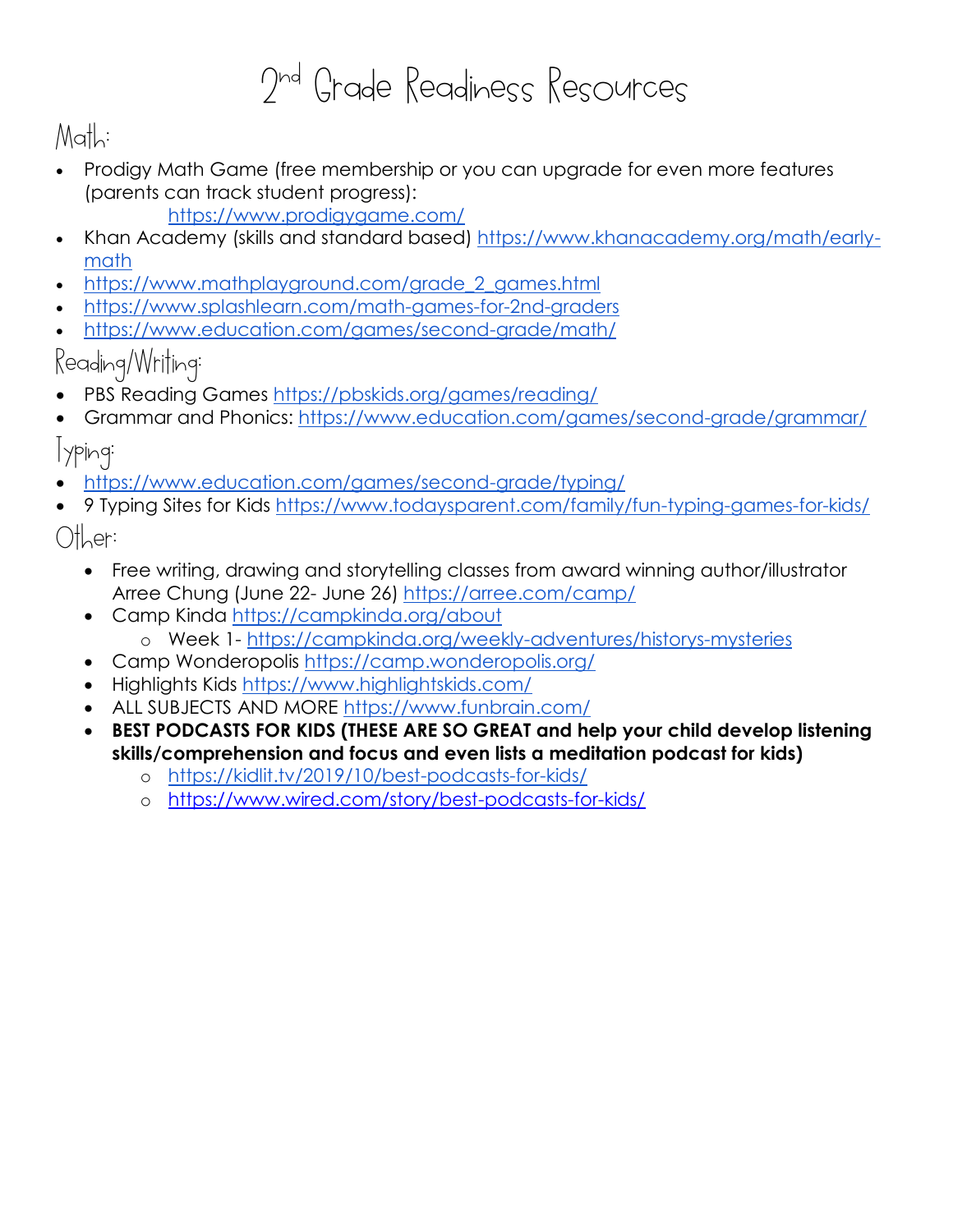# 2nd Grade Readiness Resources

## Math:

- Prodigy Math Game (free membership or you can upgrade for even more features (parents can track student progress):
  https://www.prodigygame.com/
- Khan Academy (skills and standard based) https://www.khanacademy.org/math/early-math
- https://www.mathplayground.com/grade_2_games.html
- https://www.splashlearn.com/math-games-for-2nd-graders
- https://www.education.com/games/second-grade/math/

## Reading/Writing:

- PBS Reading Games https://pbskids.org/games/reading/
- Grammar and Phonics: https://www.education.com/games/second-grade/grammar/

## Typing:

- https://www.education.com/games/second-grade/typing/
- 9 Typing Sites for Kids https://www.todaysparent.com/family/fun-typing-games-for-kids/

## Other:

- Free writing, drawing and storytelling classes from award winning author/illustrator Arree Chung (June 22- June 26) https://arree.com/camp/
- Camp Kinda https://campkinda.org/about
  - Week 1- https://campkinda.org/weekly-adventures/historys-mysteries
- Camp Wonderopolis https://camp.wonderopolis.org/
- Highlights Kids https://www.highlightskids.com/
- ALL SUBJECTS AND MORE https://www.funbrain.com/
- **BEST PODCASTS FOR KIDS (THESE ARE SO GREAT and help your child develop listening skills/comprehension and focus and even lists a meditation podcast for kids)**
  - https://kidlit.tv/2019/10/best-podcasts-for-kids/
  - https://www.wired.com/story/best-podcasts-for-kids/